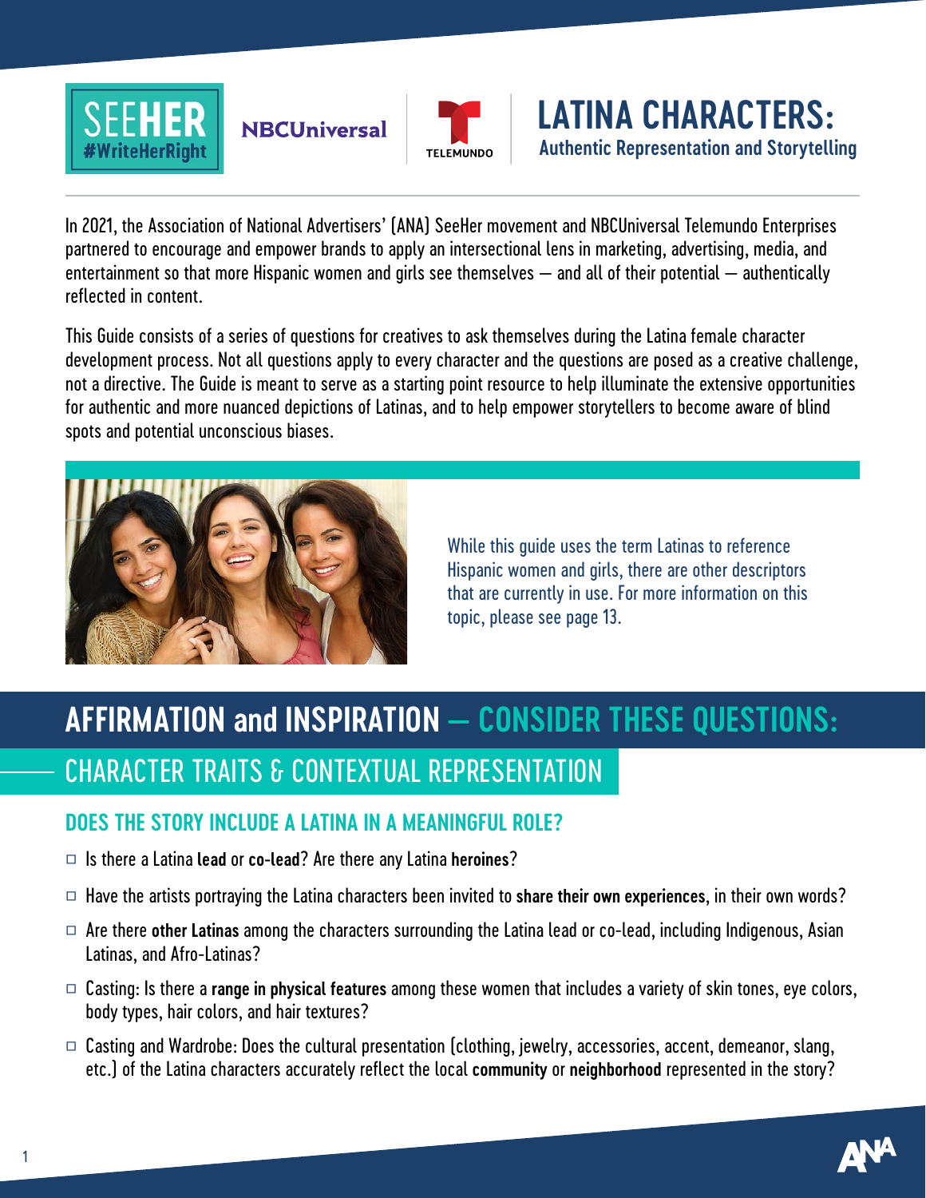# LATINA CHARACTERS: Authentic Representation and Storytelling

In 2021, the Association of National Advertisers' (ANA) SeeHer movement and NBCUniversal Telemundo Enterprises partnered to encourage and empower brands to apply an intersectional lens in marketing, advertising, media, and entertainment so that more Hispanic women and girls see themselves — and all of their potential — authentically reflected in content.

This Guide consists of a series of questions for creatives to ask themselves during the Latina female character development process. Not all questions apply to every character and the questions are posed as a creative challenge, not a directive. The Guide is meant to serve as a starting point resource to help illuminate the extensive opportunities for authentic and more nuanced depictions of Latinas, and to help empower storytellers to become aware of blind spots and potential unconscious biases.

While this guide uses the term Latinas to reference Hispanic women and girls, there are other descriptors that are currently in use. For more information on this topic, please see page 13.

## AFFIRMATION and INSPIRATION — CONSIDER THESE QUESTIONS:

### CHARACTER TRAITS & CONTEXTUAL REPRESENTATION

#### DOES THE STORY INCLUDE A LATINA IN A MEANINGFUL ROLE?

- ☐ Is there a Latina **lead** or **co-lead**? Are there any Latina **heroines**?
- ☐ Have the artists portraying the Latina characters been invited to **share their own experiences**, in their own words?
- ☐ Are there **other Latinas** among the characters surrounding the Latina lead or co-lead, including Indigenous, Asian Latinas, and Afro-Latinas?
- ☐ Casting: Is there a **range in physical features** among these women that includes a variety of skin tones, eye colors, body types, hair colors, and hair textures?
- ☐ Casting and Wardrobe: Does the cultural presentation (clothing, jewelry, accessories, accent, demeanor, slang, etc.) of the Latina characters accurately reflect the local **community** or **neighborhood** represented in the story?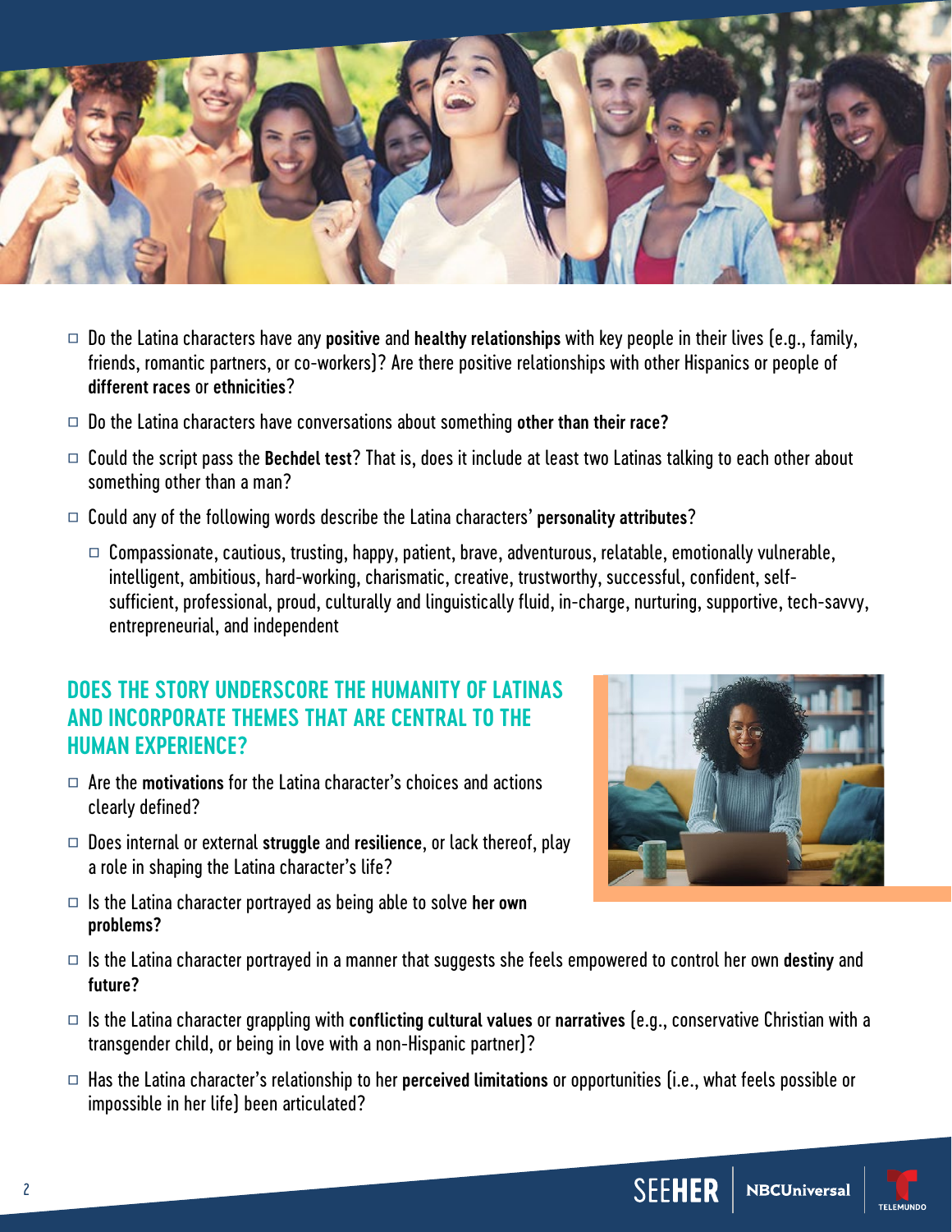- Do the Latina characters have any **positive** and **healthy relationships** with key people in their lives (e.g., family, friends, romantic partners, or co-workers)? Are there positive relationships with other Hispanics or people of **different races** or **ethnicities**?
- Do the Latina characters have conversations about something **other than their race?**
- Could the script pass the **Bechdel test**? That is, does it include at least two Latinas talking to each other about something other than a man?
- Could any of the following words describe the Latina characters' **personality attributes**?
  - Compassionate, cautious, trusting, happy, patient, brave, adventurous, relatable, emotionally vulnerable, intelligent, ambitious, hard-working, charismatic, creative, trustworthy, successful, confident, self-sufficient, professional, proud, culturally and linguistically fluid, in-charge, nurturing, supportive, tech-savvy, entrepreneurial, and independent

## DOES THE STORY UNDERSCORE THE HUMANITY OF LATINAS AND INCORPORATE THEMES THAT ARE CENTRAL TO THE HUMAN EXPERIENCE?

- Are the **motivations** for the Latina character's choices and actions clearly defined?
- Does internal or external **struggle** and **resilience**, or lack thereof, play a role in shaping the Latina character's life?
- Is the Latina character portrayed as being able to solve **her own problems?**
- Is the Latina character portrayed in a manner that suggests she feels empowered to control her own **destiny** and **future?**
- Is the Latina character grappling with **conflicting cultural values** or **narratives** (e.g., conservative Christian with a transgender child, or being in love with a non-Hispanic partner)?
- Has the Latina character's relationship to her **perceived limitations** or opportunities (i.e., what feels possible or impossible in her life) been articulated?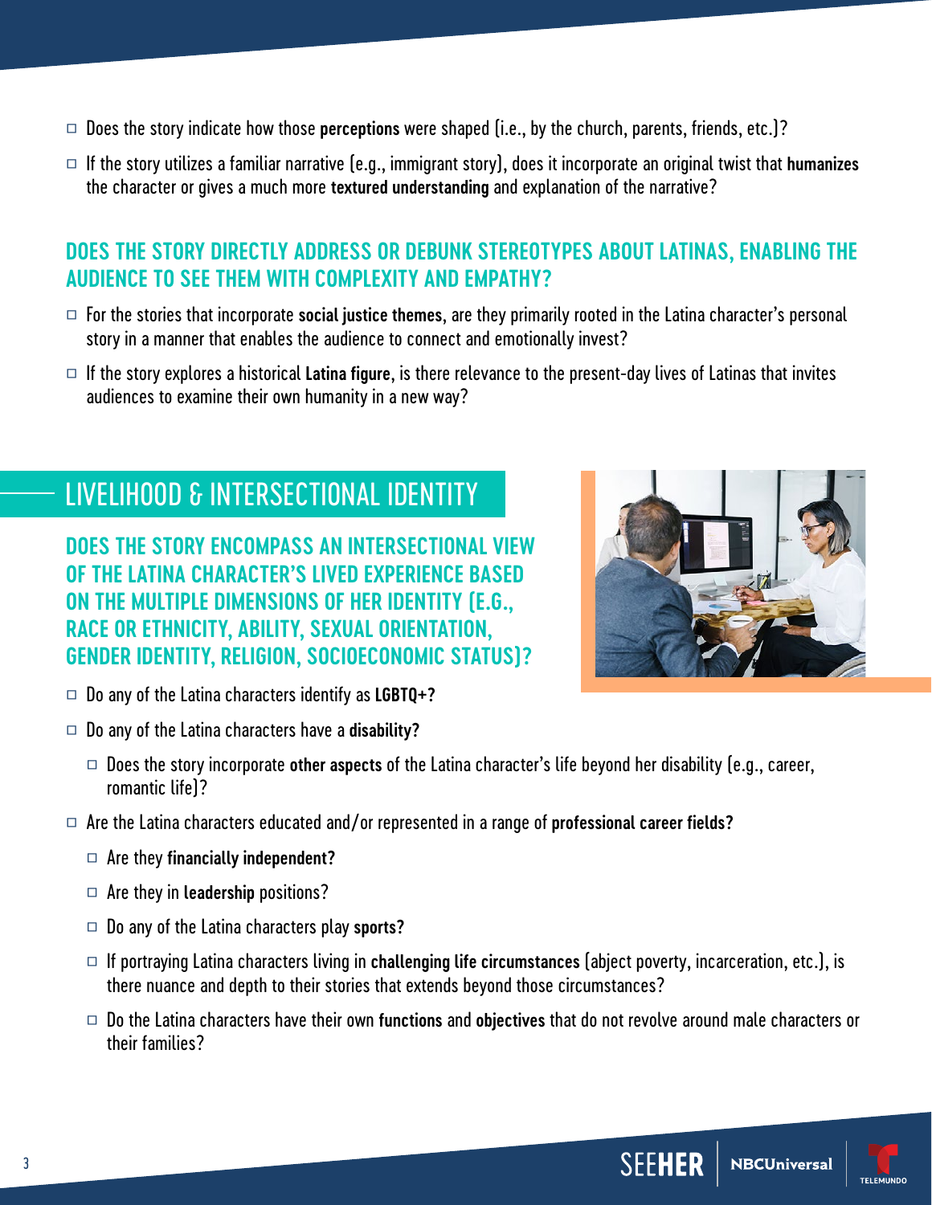- Does the story indicate how those **perceptions** were shaped (i.e., by the church, parents, friends, etc.)?
- If the story utilizes a familiar narrative (e.g., immigrant story), does it incorporate an original twist that **humanizes** the character or gives a much more **textured understanding** and explanation of the narrative?

### DOES THE STORY DIRECTLY ADDRESS OR DEBUNK STEREOTYPES ABOUT LATINAS, ENABLING THE AUDIENCE TO SEE THEM WITH COMPLEXITY AND EMPATHY?

- For the stories that incorporate **social justice themes**, are they primarily rooted in the Latina character's personal story in a manner that enables the audience to connect and emotionally invest?
- If the story explores a historical **Latina figure**, is there relevance to the present-day lives of Latinas that invites audiences to examine their own humanity in a new way?

## LIVELIHOOD & INTERSECTIONAL IDENTITY

### DOES THE STORY ENCOMPASS AN INTERSECTIONAL VIEW OF THE LATINA CHARACTER'S LIVED EXPERIENCE BASED ON THE MULTIPLE DIMENSIONS OF HER IDENTITY (E.G., RACE OR ETHNICITY, ABILITY, SEXUAL ORIENTATION, GENDER IDENTITY, RELIGION, SOCIOECONOMIC STATUS)?

- Do any of the Latina characters identify as **LGBTQ+?**
- Do any of the Latina characters have a **disability?**
  - Does the story incorporate **other aspects** of the Latina character's life beyond her disability (e.g., career, romantic life)?
- Are the Latina characters educated and/or represented in a range of **professional career fields?**
  - Are they **financially independent?**
  - Are they in **leadership** positions?
  - Do any of the Latina characters play **sports?**
  - If portraying Latina characters living in **challenging life circumstances** (abject poverty, incarceration, etc.), is there nuance and depth to their stories that extends beyond those circumstances?
  - Do the Latina characters have their own **functions** and **objectives** that do not revolve around male characters or their families?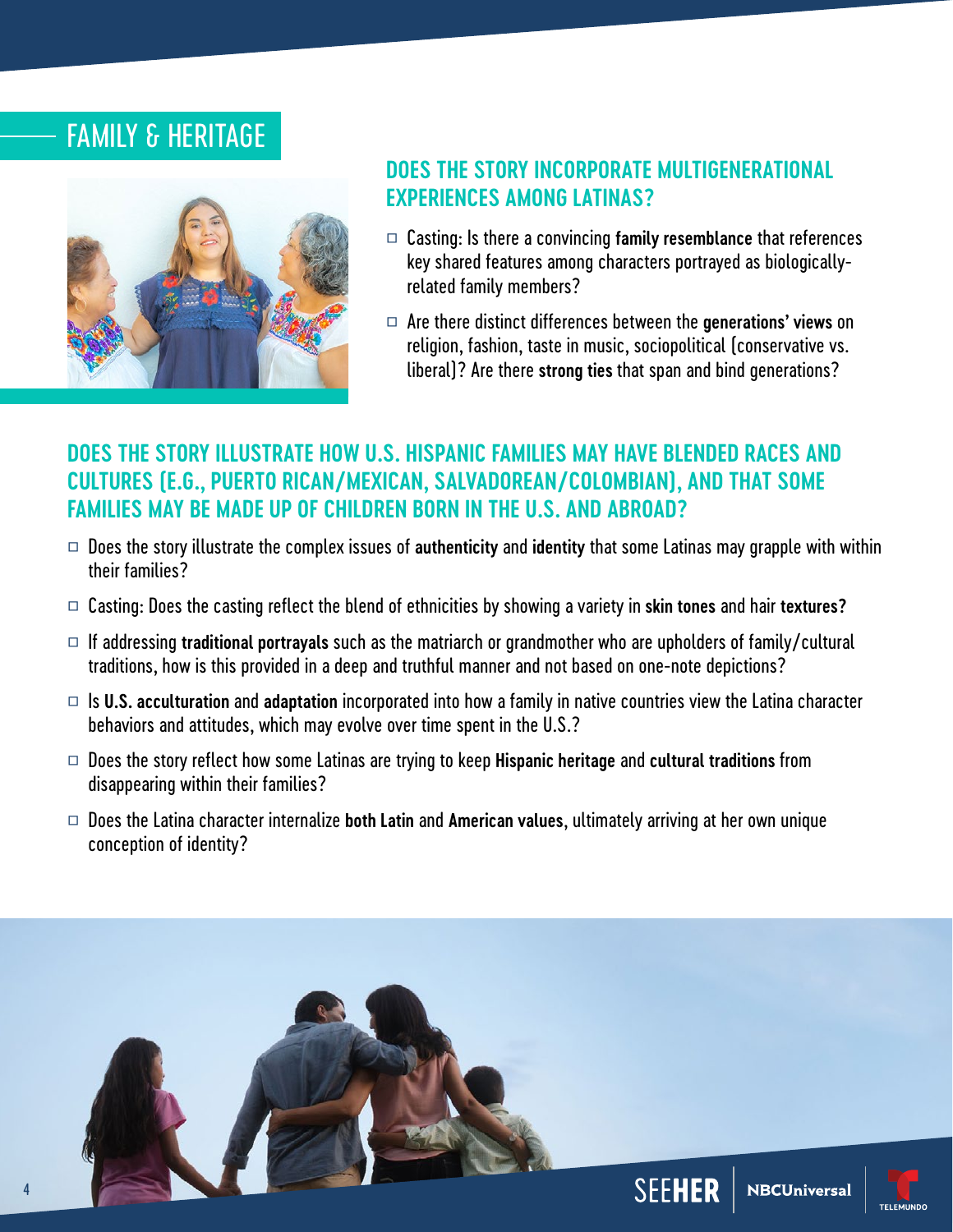# FAMILY & HERITAGE

## DOES THE STORY INCORPORATE MULTIGENERATIONAL EXPERIENCES AMONG LATINAS?

- ☐ Casting: Is there a convincing **family resemblance** that references key shared features among characters portrayed as biologically-related family members?
- ☐ Are there distinct differences between the **generations' views** on religion, fashion, taste in music, sociopolitical (conservative vs. liberal)? Are there **strong ties** that span and bind generations?

## DOES THE STORY ILLUSTRATE HOW U.S. HISPANIC FAMILIES MAY HAVE BLENDED RACES AND CULTURES (E.G., PUERTO RICAN/MEXICAN, SALVADOREAN/COLOMBIAN), AND THAT SOME FAMILIES MAY BE MADE UP OF CHILDREN BORN IN THE U.S. AND ABROAD?

- ☐ Does the story illustrate the complex issues of **authenticity** and **identity** that some Latinas may grapple with within their families?
- ☐ Casting: Does the casting reflect the blend of ethnicities by showing a variety in **skin tones** and hair **textures?**
- ☐ If addressing **traditional portrayals** such as the matriarch or grandmother who are upholders of family/cultural traditions, how is this provided in a deep and truthful manner and not based on one-note depictions?
- ☐ Is **U.S. acculturation** and **adaptation** incorporated into how a family in native countries view the Latina character behaviors and attitudes, which may evolve over time spent in the U.S.?
- ☐ Does the story reflect how some Latinas are trying to keep **Hispanic heritage** and **cultural traditions** from disappearing within their families?
- ☐ Does the Latina character internalize **both Latin** and **American values**, ultimately arriving at her own unique conception of identity?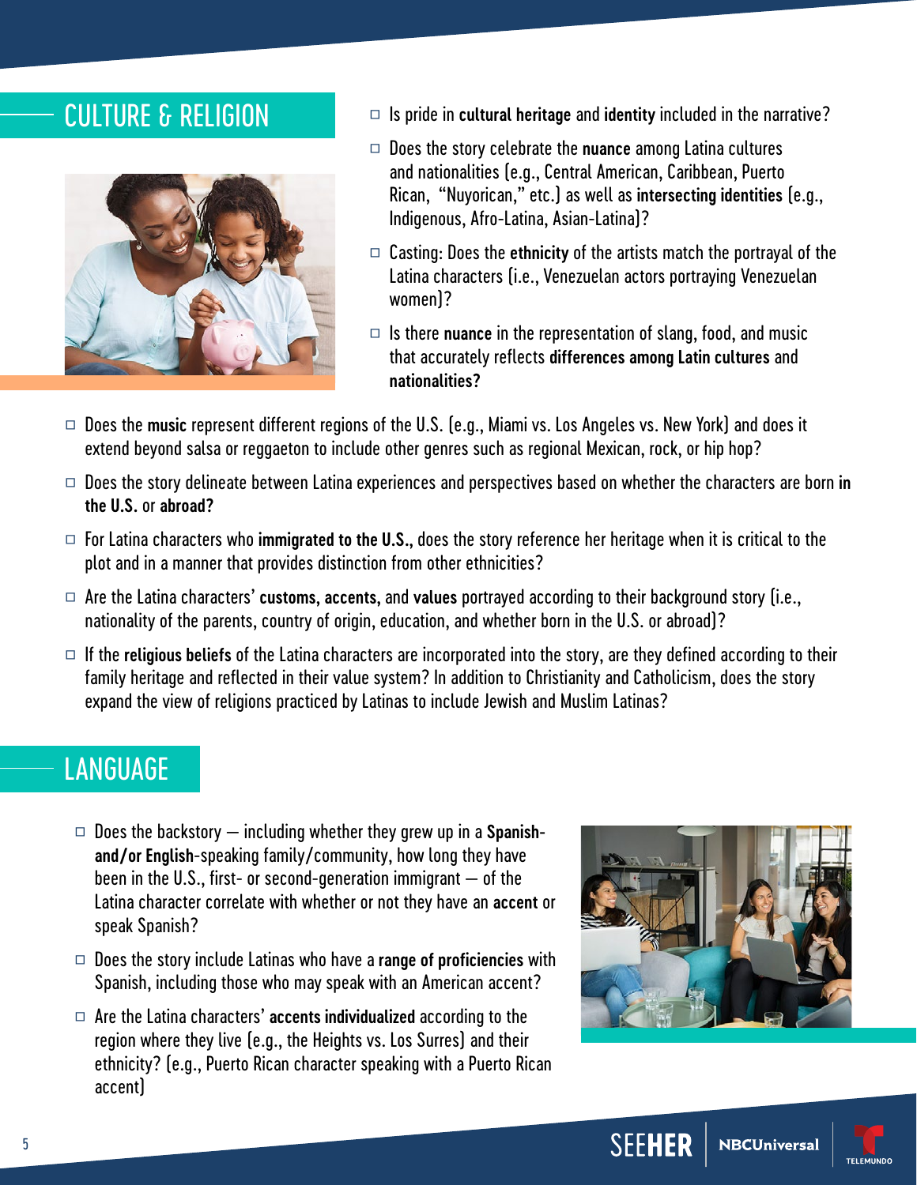## CULTURE & RELIGION

- ☐ Is pride in **cultural heritage** and **identity** included in the narrative?
- ☐ Does the story celebrate the **nuance** among Latina cultures and nationalities (e.g., Central American, Caribbean, Puerto Rican, "Nuyorican," etc.) as well as **intersecting identities** (e.g., Indigenous, Afro-Latina, Asian-Latina)?
- ☐ Casting: Does the **ethnicity** of the artists match the portrayal of the Latina characters (i.e., Venezuelan actors portraying Venezuelan women)?
- ☐ Is there **nuance** in the representation of slang, food, and music that accurately reflects **differences among Latin cultures** and **nationalities?**
- ☐ Does the **music** represent different regions of the U.S. (e.g., Miami vs. Los Angeles vs. New York) and does it extend beyond salsa or reggaeton to include other genres such as regional Mexican, rock, or hip hop?
- ☐ Does the story delineate between Latina experiences and perspectives based on whether the characters are born **in the U.S.** or **abroad?**
- ☐ For Latina characters who **immigrated to the U.S.**, does the story reference her heritage when it is critical to the plot and in a manner that provides distinction from other ethnicities?
- ☐ Are the Latina characters' **customs**, **accents**, and **values** portrayed according to their background story (i.e., nationality of the parents, country of origin, education, and whether born in the U.S. or abroad)?
- ☐ If the **religious beliefs** of the Latina characters are incorporated into the story, are they defined according to their family heritage and reflected in their value system? In addition to Christianity and Catholicism, does the story expand the view of religions practiced by Latinas to include Jewish and Muslim Latinas?

## LANGUAGE

- ☐ Does the backstory — including whether they grew up in a **Spanish- and/or English**-speaking family/community, how long they have been in the U.S., first- or second-generation immigrant — of the Latina character correlate with whether or not they have an **accent** or speak Spanish?
- ☐ Does the story include Latinas who have a **range of proficiencies** with Spanish, including those who may speak with an American accent?
- ☐ Are the Latina characters' **accents individualized** according to the region where they live (e.g., the Heights vs. Los Surres) and their ethnicity? (e.g., Puerto Rican character speaking with a Puerto Rican accent)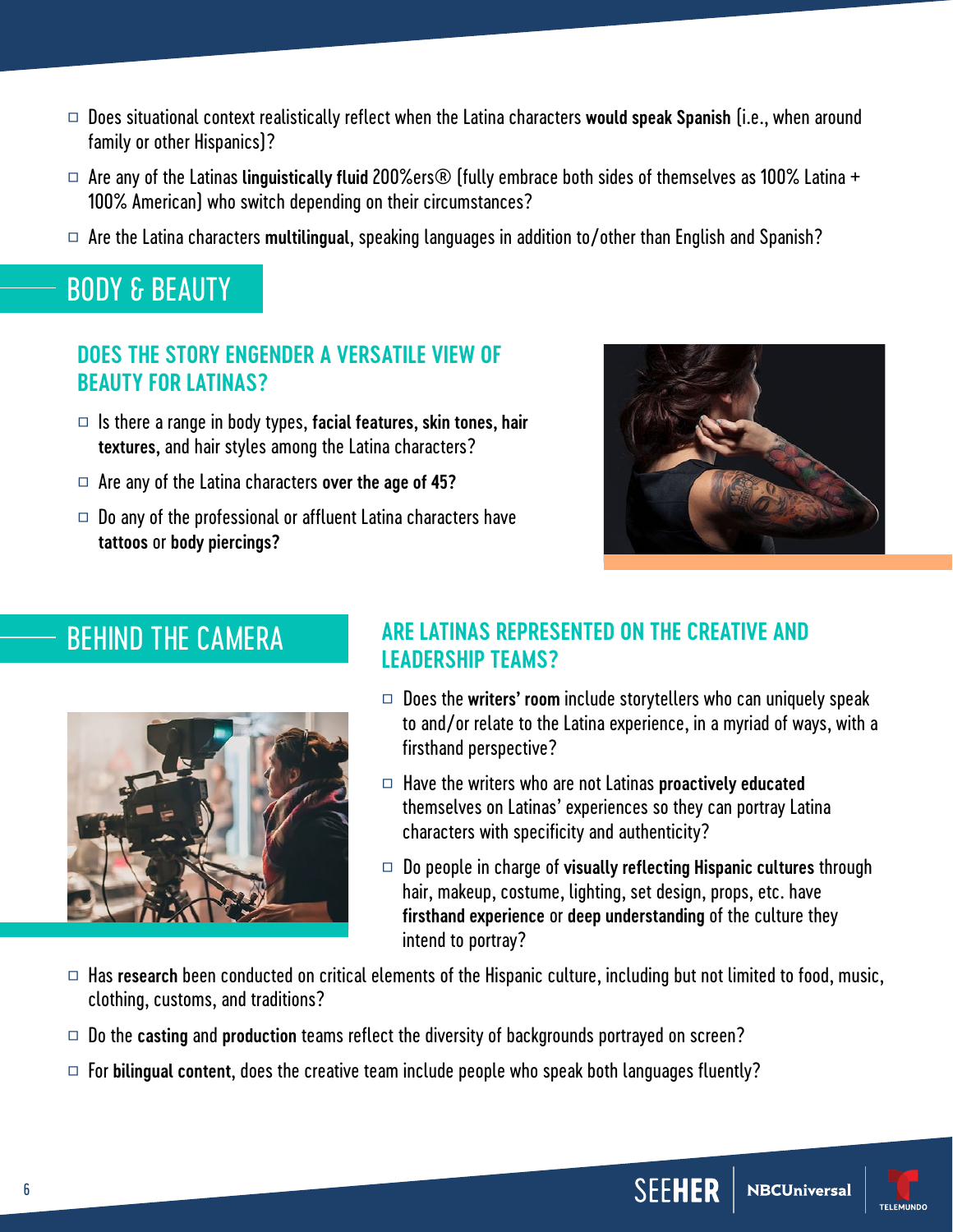- ☐ Does situational context realistically reflect when the Latina characters **would speak Spanish** (i.e., when around family or other Hispanics)?
- ☐ Are any of the Latinas **linguistically fluid** 200%ers® (fully embrace both sides of themselves as 100% Latina + 100% American) who switch depending on their circumstances?
- ☐ Are the Latina characters **multilingual**, speaking languages in addition to/other than English and Spanish?

## BODY & BEAUTY

### DOES THE STORY ENGENDER A VERSATILE VIEW OF BEAUTY FOR LATINAS?

- ☐ Is there a range in body types, **facial features, skin tones, hair textures,** and hair styles among the Latina characters?
- ☐ Are any of the Latina characters **over the age of 45?**
- ☐ Do any of the professional or affluent Latina characters have **tattoos** or **body piercings?**

## BEHIND THE CAMERA

### ARE LATINAS REPRESENTED ON THE CREATIVE AND LEADERSHIP TEAMS?

- ☐ Does the **writers' room** include storytellers who can uniquely speak to and/or relate to the Latina experience, in a myriad of ways, with a firsthand perspective?
- ☐ Have the writers who are not Latinas **proactively educated** themselves on Latinas' experiences so they can portray Latina characters with specificity and authenticity?
- ☐ Do people in charge of **visually reflecting Hispanic cultures** through hair, makeup, costume, lighting, set design, props, etc. have **firsthand experience** or **deep understanding** of the culture they intend to portray?
- ☐ Has **research** been conducted on critical elements of the Hispanic culture, including but not limited to food, music, clothing, customs, and traditions?
- ☐ Do the **casting** and **production** teams reflect the diversity of backgrounds portrayed on screen?
- ☐ For **bilingual content**, does the creative team include people who speak both languages fluently?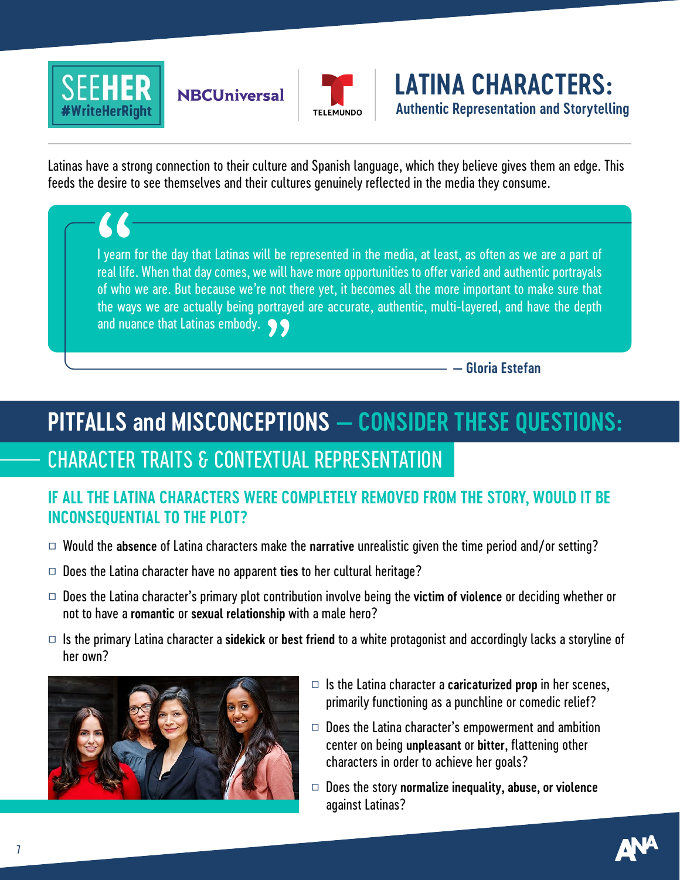SEEHER #WriteHerRight | NBCUniversal | TELEMUNDO

# LATINA CHARACTERS:
## Authentic Representation and Storytelling

Latinas have a strong connection to their culture and Spanish language, which they believe gives them an edge. This feeds the desire to see themselves and their cultures genuinely reflected in the media they consume.

> "I yearn for the day that Latinas will be represented in the media, at least, as often as we are a part of real life. When that day comes, we will have more opportunities to offer varied and authentic portrayals of who we are. But because we're not there yet, it becomes all the more important to make sure that the ways we are actually being portrayed are accurate, authentic, multi-layered, and have the depth and nuance that Latinas embody."
>
> — Gloria Estefan

## PITFALLS and MISCONCEPTIONS — CONSIDER THESE QUESTIONS:

### CHARACTER TRAITS & CONTEXTUAL REPRESENTATION

#### IF ALL THE LATINA CHARACTERS WERE COMPLETELY REMOVED FROM THE STORY, WOULD IT BE INCONSEQUENTIAL TO THE PLOT?

- Would the **absence** of Latina characters make the **narrative** unrealistic given the time period and/or setting?
- Does the Latina character have no apparent **ties** to her cultural heritage?
- Does the Latina character's primary plot contribution involve being the **victim of violence** or deciding whether or not to have a **romantic** or **sexual relationship** with a male hero?
- Is the primary Latina character a **sidekick** or **best friend** to a white protagonist and accordingly lacks a storyline of her own?
- Is the Latina character a **caricaturized prop** in her scenes, primarily functioning as a punchline or comedic relief?
- Does the Latina character's empowerment and ambition center on being **unpleasant** or **bitter**, flattening other characters in order to achieve her goals?
- Does the story **normalize inequality, abuse, or violence** against Latinas?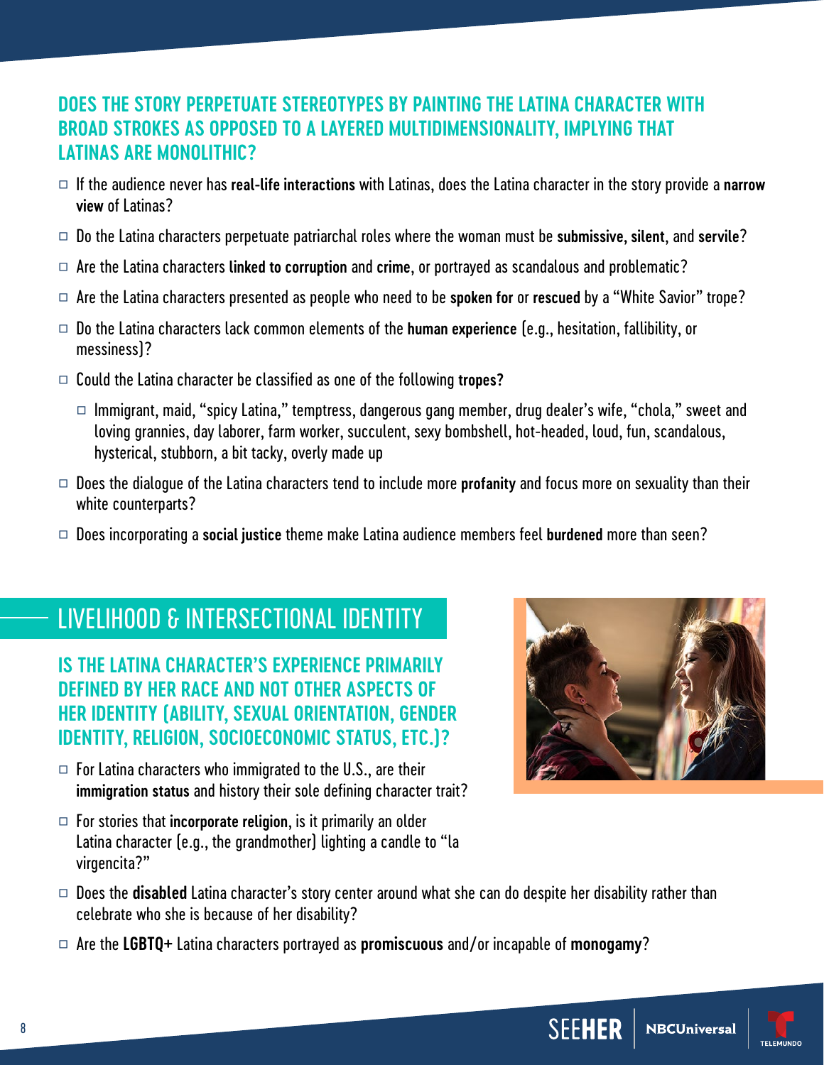### DOES THE STORY PERPETUATE STEREOTYPES BY PAINTING THE LATINA CHARACTER WITH BROAD STROKES AS OPPOSED TO A LAYERED MULTIDIMENSIONALITY, IMPLYING THAT LATINAS ARE MONOLITHIC?

- If the audience never has **real-life interactions** with Latinas, does the Latina character in the story provide a **narrow view** of Latinas?
- Do the Latina characters perpetuate patriarchal roles where the woman must be **submissive, silent**, and **servile**?
- Are the Latina characters **linked to corruption** and **crime**, or portrayed as scandalous and problematic?
- Are the Latina characters presented as people who need to be **spoken for** or **rescued** by a "White Savior" trope?
- Do the Latina characters lack common elements of the **human experience** (e.g., hesitation, fallibility, or messiness)?
- Could the Latina character be classified as one of the following **tropes?**
  - Immigrant, maid, "spicy Latina," temptress, dangerous gang member, drug dealer's wife, "chola," sweet and loving grannies, day laborer, farm worker, succulent, sexy bombshell, hot-headed, loud, fun, scandalous, hysterical, stubborn, a bit tacky, overly made up
- Does the dialogue of the Latina characters tend to include more **profanity** and focus more on sexuality than their white counterparts?
- Does incorporating a **social justice** theme make Latina audience members feel **burdened** more than seen?

## LIVELIHOOD & INTERSECTIONAL IDENTITY

### IS THE LATINA CHARACTER'S EXPERIENCE PRIMARILY DEFINED BY HER RACE AND NOT OTHER ASPECTS OF HER IDENTITY (ABILITY, SEXUAL ORIENTATION, GENDER IDENTITY, RELIGION, SOCIOECONOMIC STATUS, ETC.)?

- For Latina characters who immigrated to the U.S., are their **immigration status** and history their sole defining character trait?
- For stories that **incorporate religion**, is it primarily an older Latina character (e.g., the grandmother) lighting a candle to "la virgencita?"
- Does the **disabled** Latina character's story center around what she can do despite her disability rather than celebrate who she is because of her disability?
- Are the **LGBTQ+** Latina characters portrayed as **promiscuous** and/or incapable of **monogamy**?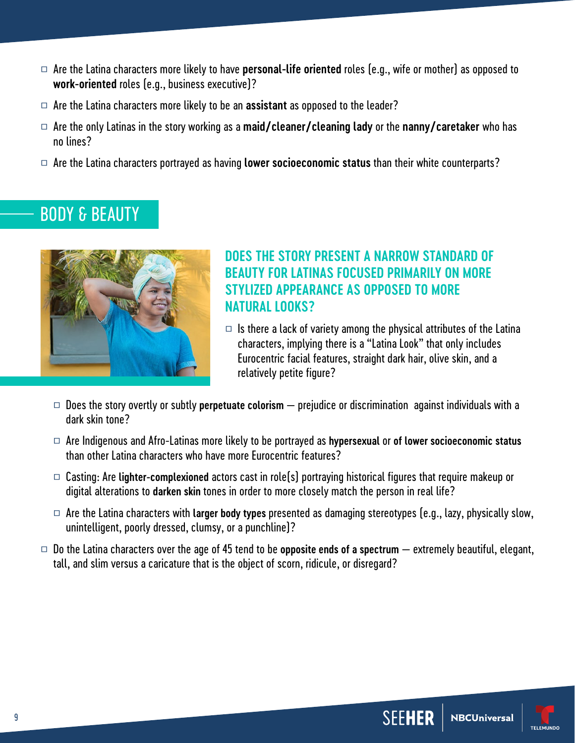- ☐ Are the Latina characters more likely to have **personal-life oriented** roles (e.g., wife or mother) as opposed to **work-oriented** roles (e.g., business executive)?
- ☐ Are the Latina characters more likely to be an **assistant** as opposed to the leader?
- ☐ Are the only Latinas in the story working as a **maid/cleaner/cleaning lady** or the **nanny/caretaker** who has no lines?
- ☐ Are the Latina characters portrayed as having **lower socioeconomic status** than their white counterparts?

## BODY & BEAUTY

### DOES THE STORY PRESENT A NARROW STANDARD OF BEAUTY FOR LATINAS FOCUSED PRIMARILY ON MORE STYLIZED APPEARANCE AS OPPOSED TO MORE NATURAL LOOKS?

- ☐ Is there a lack of variety among the physical attributes of the Latina characters, implying there is a "Latina Look" that only includes Eurocentric facial features, straight dark hair, olive skin, and a relatively petite figure?
- ☐ Does the story overtly or subtly **perpetuate colorism** — prejudice or discrimination against individuals with a dark skin tone?
- ☐ Are Indigenous and Afro-Latinas more likely to be portrayed as **hypersexual** or **of lower socioeconomic status** than other Latina characters who have more Eurocentric features?
- ☐ Casting: Are **lighter-complexioned** actors cast in role(s) portraying historical figures that require makeup or digital alterations to **darken skin** tones in order to more closely match the person in real life?
- ☐ Are the Latina characters with **larger body types** presented as damaging stereotypes (e.g., lazy, physically slow, unintelligent, poorly dressed, clumsy, or a punchline)?
- ☐ Do the Latina characters over the age of 45 tend to be **opposite ends of a spectrum** — extremely beautiful, elegant, tall, and slim versus a caricature that is the object of scorn, ridicule, or disregard?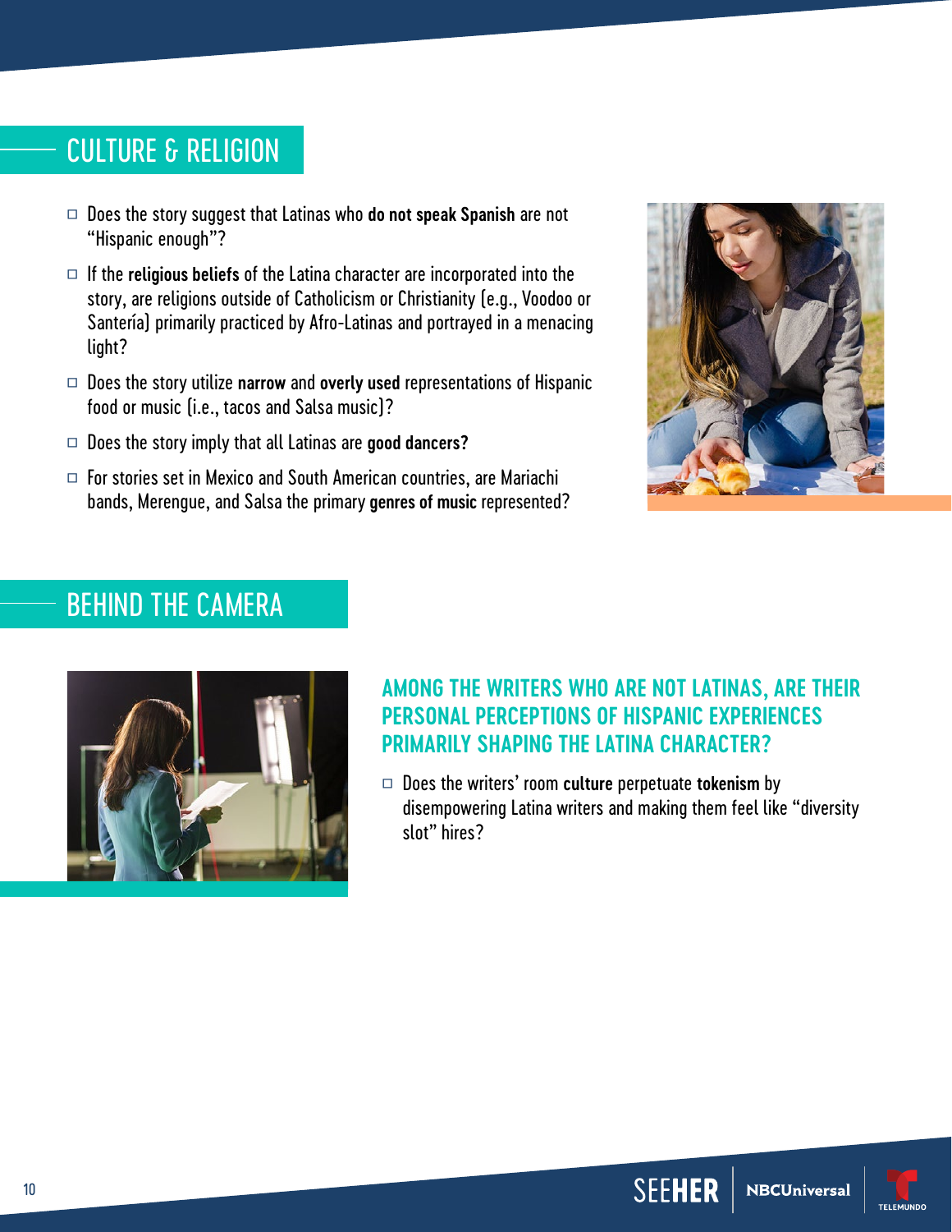## CULTURE & RELIGION

- Does the story suggest that Latinas who **do not speak Spanish** are not "Hispanic enough"?
- If the **religious beliefs** of the Latina character are incorporated into the story, are religions outside of Catholicism or Christianity (e.g., Voodoo or Santería) primarily practiced by Afro-Latinas and portrayed in a menacing light?
- Does the story utilize **narrow** and **overly used** representations of Hispanic food or music (i.e., tacos and Salsa music)?
- Does the story imply that all Latinas are **good dancers?**
- For stories set in Mexico and South American countries, are Mariachi bands, Merengue, and Salsa the primary **genres of music** represented?

## BEHIND THE CAMERA

### AMONG THE WRITERS WHO ARE NOT LATINAS, ARE THEIR PERSONAL PERCEPTIONS OF HISPANIC EXPERIENCES PRIMARILY SHAPING THE LATINA CHARACTER?

- Does the writers' room **culture** perpetuate **tokenism** by disempowering Latina writers and making them feel like "diversity slot" hires?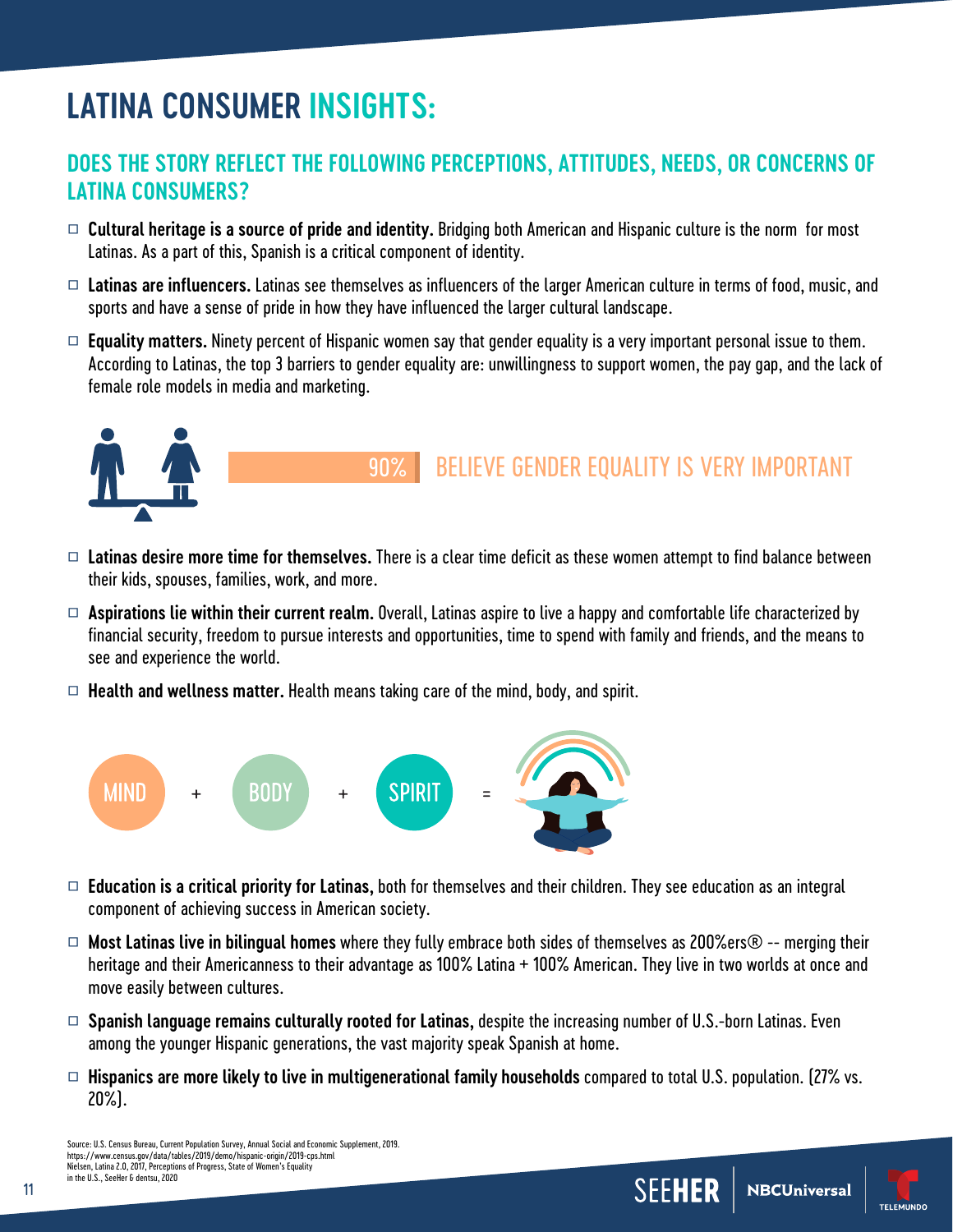# LATINA CONSUMER INSIGHTS:

## DOES THE STORY REFLECT THE FOLLOWING PERCEPTIONS, ATTITUDES, NEEDS, OR CONCERNS OF LATINA CONSUMERS?

- ☐ **Cultural heritage is a source of pride and identity.** Bridging both American and Hispanic culture is the norm for most Latinas. As a part of this, Spanish is a critical component of identity.
- ☐ **Latinas are influencers.** Latinas see themselves as influencers of the larger American culture in terms of food, music, and sports and have a sense of pride in how they have influenced the larger cultural landscape.
- ☐ **Equality matters.** Ninety percent of Hispanic women say that gender equality is a very important personal issue to them. According to Latinas, the top 3 barriers to gender equality are: unwillingness to support women, the pay gap, and the lack of female role models in media and marketing.

90% BELIEVE GENDER EQUALITY IS VERY IMPORTANT

- ☐ **Latinas desire more time for themselves.** There is a clear time deficit as these women attempt to find balance between their kids, spouses, families, work, and more.
- ☐ **Aspirations lie within their current realm.** Overall, Latinas aspire to live a happy and comfortable life characterized by financial security, freedom to pursue interests and opportunities, time to spend with family and friends, and the means to see and experience the world.
- ☐ **Health and wellness matter.** Health means taking care of the mind, body, and spirit.

MIND + BODY + SPIRIT =

- ☐ **Education is a critical priority for Latinas,** both for themselves and their children. They see education as an integral component of achieving success in American society.
- ☐ **Most Latinas live in bilingual homes** where they fully embrace both sides of themselves as 200%ers® -- merging their heritage and their Americanness to their advantage as 100% Latina + 100% American. They live in two worlds at once and move easily between cultures.
- ☐ **Spanish language remains culturally rooted for Latinas,** despite the increasing number of U.S.-born Latinas. Even among the younger Hispanic generations, the vast majority speak Spanish at home.
- ☐ **Hispanics are more likely to live in multigenerational family households** compared to total U.S. population. (27% vs. 20%).

Source: U.S. Census Bureau, Current Population Survey, Annual Social and Economic Supplement, 2019. https://www.census.gov/data/tables/2019/demo/hispanic-origin/2019-cps.html
Nielsen, Latina 2.0, 2017, Perceptions of Progress, State of Women's Equality in the U.S., SeeHer & dentsu, 2020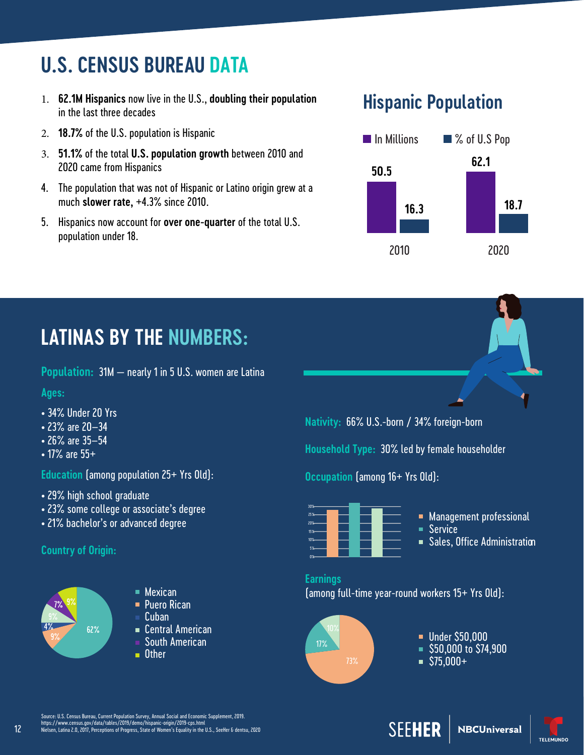# U.S. CENSUS BUREAU DATA

1. **62.1M Hispanics** now live in the U.S., **doubling their population** in the last three decades
2. **18.7%** of the U.S. population is Hispanic
3. **51.1%** of the total **U.S. population growth** between 2010 and 2020 came from Hispanics
4. The population that was not of Hispanic or Latino origin grew at a much **slower rate,** +4.3% since 2010.
5. Hispanics now account for **over one-quarter** of the total U.S. population under 18.

## Hispanic Population

| | In Millions | % of U.S Pop |
|---|---|---|
| 2010 | 50.5 | 16.3 |
| 2020 | 62.1 | 18.7 |

# LATINAS BY THE NUMBERS:

**Population:** 31M — nearly 1 in 5 U.S. women are Latina

**Ages:**

- 34% Under 20 Yrs
- 23% are 20–34
- 26% are 35–54
- 17% are 55+

**Education** (among population 25+ Yrs Old):

- 29% high school graduate
- 23% some college or associate's degree
- 21% bachelor's or advanced degree

**Country of Origin:**

| Country of Origin | % |
|---|---|
| Mexican | 62% |
| Puero Rican | 9% |
| Cuban | 4% |
| Central American | 9% |
| South American | 7% |
| Other | 9% |

**Nativity:** 66% U.S.-born / 34% foreign-born

**Household Type:** 30% led by female householder

**Occupation** (among 16+ Yrs Old):

- Management professional
- Service
- Sales, Office Administration

**Earnings**
(among full-time year-round workers 15+ Yrs Old):

| Earnings | % |
|---|---|
| Under $50,000 | 73% |
| $50,000 to $74,900 | 17% |
| $75,000+ | 10% |

Source: U.S. Census Bureau, Current Population Survey, Annual Social and Economic Supplement, 2019.
https://www.census.gov/data/tables/2019/demo/hispanic-origin/2019-cps.html
Nielsen, Latina 2.0, 2017, Perceptions of Progress, State of Women's Equality in the U.S., SeeHer & dentsu, 2020

SEEHER | NBCUniversal | TELEMUNDO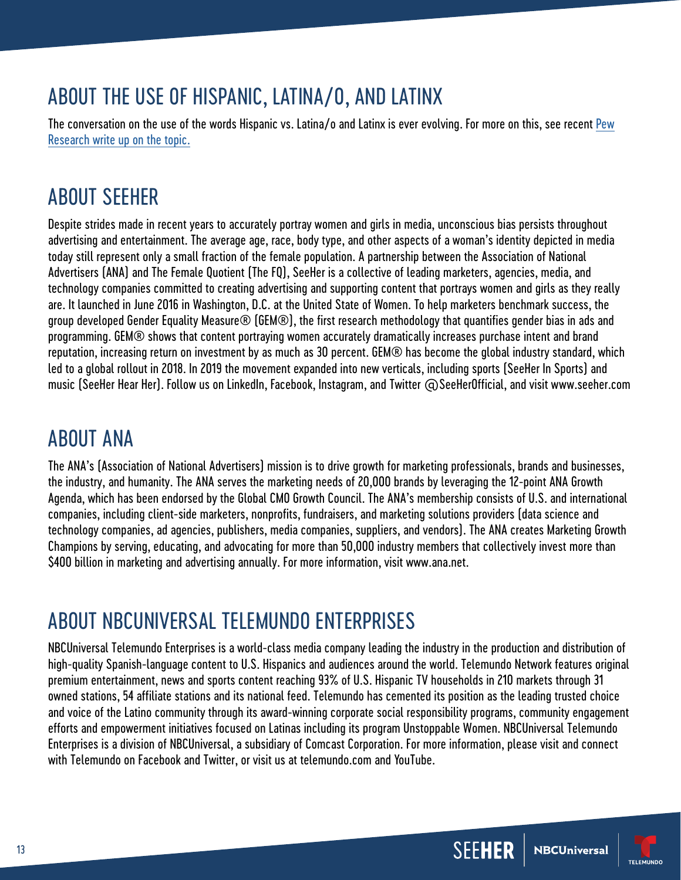## ABOUT THE USE OF HISPANIC, LATINA/O, AND LATINX

The conversation on the use of the words Hispanic vs. Latina/o and Latinx is ever evolving. For more on this, see recent Pew Research write up on the topic.

## ABOUT SEEHER

Despite strides made in recent years to accurately portray women and girls in media, unconscious bias persists throughout advertising and entertainment. The average age, race, body type, and other aspects of a woman's identity depicted in media today still represent only a small fraction of the female population. A partnership between the Association of National Advertisers (ANA) and The Female Quotient (The FQ), SeeHer is a collective of leading marketers, agencies, media, and technology companies committed to creating advertising and supporting content that portrays women and girls as they really are. It launched in June 2016 in Washington, D.C. at the United State of Women. To help marketers benchmark success, the group developed Gender Equality Measure® (GEM®), the first research methodology that quantifies gender bias in ads and programming. GEM® shows that content portraying women accurately dramatically increases purchase intent and brand reputation, increasing return on investment by as much as 30 percent. GEM® has become the global industry standard, which led to a global rollout in 2018. In 2019 the movement expanded into new verticals, including sports (SeeHer In Sports) and music (SeeHer Hear Her). Follow us on LinkedIn, Facebook, Instagram, and Twitter @SeeHerOfficial, and visit www.seeher.com

## ABOUT ANA

The ANA's (Association of National Advertisers) mission is to drive growth for marketing professionals, brands and businesses, the industry, and humanity. The ANA serves the marketing needs of 20,000 brands by leveraging the 12-point ANA Growth Agenda, which has been endorsed by the Global CMO Growth Council. The ANA's membership consists of U.S. and international companies, including client-side marketers, nonprofits, fundraisers, and marketing solutions providers (data science and technology companies, ad agencies, publishers, media companies, suppliers, and vendors). The ANA creates Marketing Growth Champions by serving, educating, and advocating for more than 50,000 industry members that collectively invest more than $400 billion in marketing and advertising annually. For more information, visit www.ana.net.

## ABOUT NBCUNIVERSAL TELEMUNDO ENTERPRISES

NBCUniversal Telemundo Enterprises is a world-class media company leading the industry in the production and distribution of high-quality Spanish-language content to U.S. Hispanics and audiences around the world. Telemundo Network features original premium entertainment, news and sports content reaching 93% of U.S. Hispanic TV households in 210 markets through 31 owned stations, 54 affiliate stations and its national feed. Telemundo has cemented its position as the leading trusted choice and voice of the Latino community through its award-winning corporate social responsibility programs, community engagement efforts and empowerment initiatives focused on Latinas including its program Unstoppable Women. NBCUniversal Telemundo Enterprises is a division of NBCUniversal, a subsidiary of Comcast Corporation. For more information, please visit and connect with Telemundo on Facebook and Twitter, or visit us at telemundo.com and YouTube.